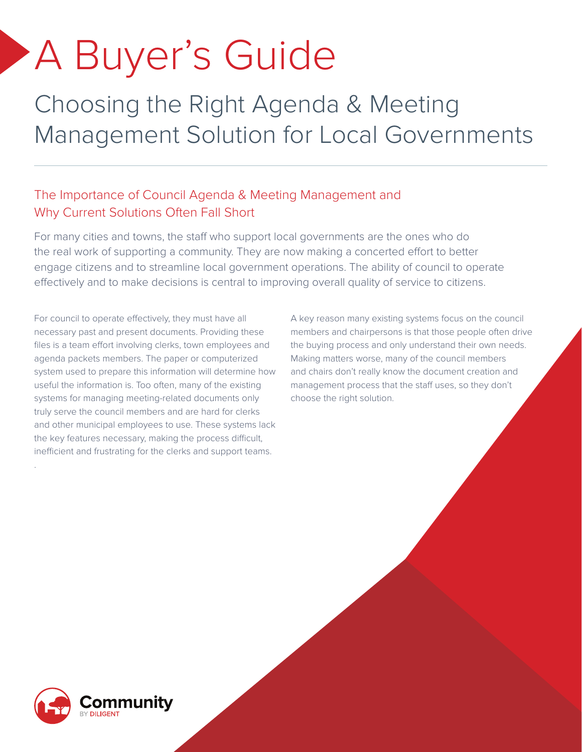# A Buyer's Guide

## Choosing the Right Agenda & Meeting Management Solution for Local Governments

### The Importance of Council Agenda & Meeting Management and Why Current Solutions Often Fall Short

For many cities and towns, the staff who support local governments are the ones who do the real work of supporting a community. They are now making a concerted effort to better engage citizens and to streamline local government operations. The ability of council to operate effectively and to make decisions is central to improving overall quality of service to citizens.

For council to operate effectively, they must have all necessary past and present documents. Providing these files is a team effort involving clerks, town employees and agenda packets members. The paper or computerized system used to prepare this information will determine how useful the information is. Too often, many of the existing systems for managing meeting-related documents only truly serve the council members and are hard for clerks and other municipal employees to use. These systems lack the key features necessary, making the process difficult, inefficient and frustrating for the clerks and support teams.

A key reason many existing systems focus on the council members and chairpersons is that those people often drive the buying process and only understand their own needs. Making matters worse, many of the council members and chairs don't really know the document creation and management process that the staff uses, so they don't choose the right solution.

Community BY DILIGENT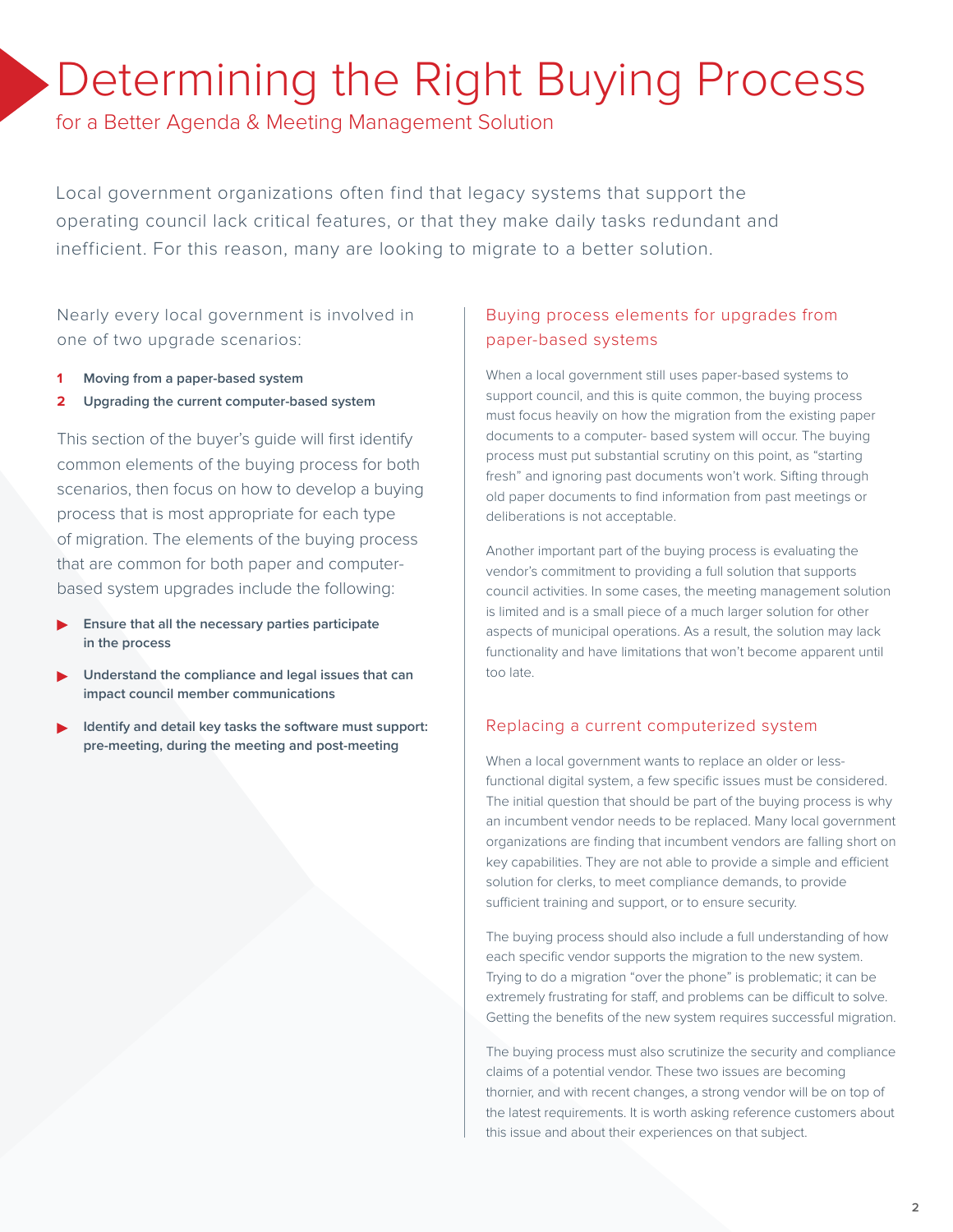# Determining the Right Buying Process

## for a Better Agenda & Meeting Management Solution

Local government organizations often find that legacy systems that support the operating council lack critical features, or that they make daily tasks redundant and inefficient. For this reason, many are looking to migrate to a better solution.

Nearly every local government is involved in one of two upgrade scenarios:

1. **Moving from a paper-based system**
2. **Upgrading the current computer-based system**

This section of the buyer's guide will first identify common elements of the buying process for both scenarios, then focus on how to develop a buying process that is most appropriate for each type of migration. The elements of the buying process that are common for both paper and computer-based system upgrades include the following:

- **Ensure that all the necessary parties participate in the process**
- **Understand the compliance and legal issues that can impact council member communications**
- **Identify and detail key tasks the software must support: pre-meeting, during the meeting and post-meeting**

### Buying process elements for upgrades from paper-based systems

When a local government still uses paper-based systems to support council, and this is quite common, the buying process must focus heavily on how the migration from the existing paper documents to a computer- based system will occur. The buying process must put substantial scrutiny on this point, as "starting fresh" and ignoring past documents won't work. Sifting through old paper documents to find information from past meetings or deliberations is not acceptable.

Another important part of the buying process is evaluating the vendor's commitment to providing a full solution that supports council activities. In some cases, the meeting management solution is limited and is a small piece of a much larger solution for other aspects of municipal operations. As a result, the solution may lack functionality and have limitations that won't become apparent until too late.

### Replacing a current computerized system

When a local government wants to replace an older or less-functional digital system, a few specific issues must be considered. The initial question that should be part of the buying process is why an incumbent vendor needs to be replaced. Many local government organizations are finding that incumbent vendors are falling short on key capabilities. They are not able to provide a simple and efficient solution for clerks, to meet compliance demands, to provide sufficient training and support, or to ensure security.

The buying process should also include a full understanding of how each specific vendor supports the migration to the new system. Trying to do a migration "over the phone" is problematic; it can be extremely frustrating for staff, and problems can be difficult to solve. Getting the benefits of the new system requires successful migration.

The buying process must also scrutinize the security and compliance claims of a potential vendor. These two issues are becoming thornier, and with recent changes, a strong vendor will be on top of the latest requirements. It is worth asking reference customers about this issue and about their experiences on that subject.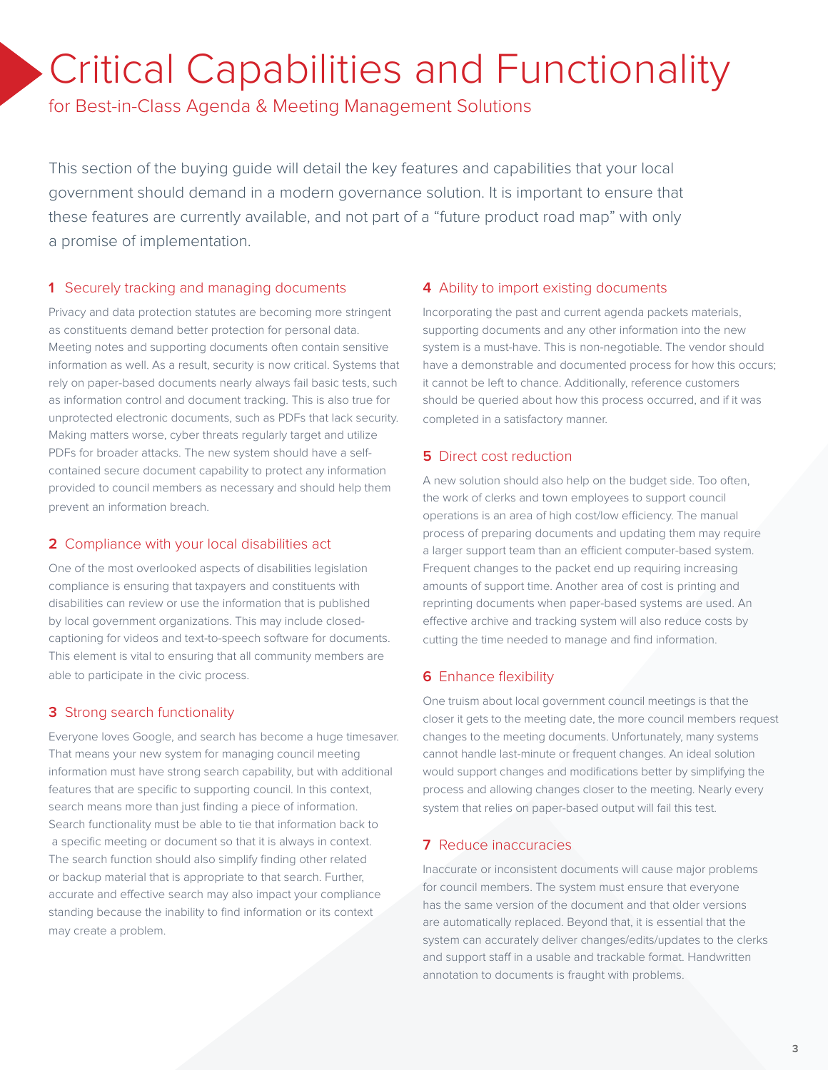# Critical Capabilities and Functionality

## for Best-in-Class Agenda & Meeting Management Solutions

This section of the buying guide will detail the key features and capabilities that your local government should demand in a modern governance solution. It is important to ensure that these features are currently available, and not part of a "future product road map" with only a promise of implementation.

### 1 Securely tracking and managing documents

Privacy and data protection statutes are becoming more stringent as constituents demand better protection for personal data. Meeting notes and supporting documents often contain sensitive information as well. As a result, security is now critical. Systems that rely on paper-based documents nearly always fail basic tests, such as information control and document tracking. This is also true for unprotected electronic documents, such as PDFs that lack security. Making matters worse, cyber threats regularly target and utilize PDFs for broader attacks. The new system should have a self-contained secure document capability to protect any information provided to council members as necessary and should help them prevent an information breach.

### 2 Compliance with your local disabilities act

One of the most overlooked aspects of disabilities legislation compliance is ensuring that taxpayers and constituents with disabilities can review or use the information that is published by local government organizations. This may include closed-captioning for videos and text-to-speech software for documents. This element is vital to ensuring that all community members are able to participate in the civic process.

### 3 Strong search functionality

Everyone loves Google, and search has become a huge timesaver. That means your new system for managing council meeting information must have strong search capability, but with additional features that are specific to supporting council. In this context, search means more than just finding a piece of information. Search functionality must be able to tie that information back to a specific meeting or document so that it is always in context. The search function should also simplify finding other related or backup material that is appropriate to that search. Further, accurate and effective search may also impact your compliance standing because the inability to find information or its context may create a problem.

### 4 Ability to import existing documents

Incorporating the past and current agenda packets materials, supporting documents and any other information into the new system is a must-have. This is non-negotiable. The vendor should have a demonstrable and documented process for how this occurs; it cannot be left to chance. Additionally, reference customers should be queried about how this process occurred, and if it was completed in a satisfactory manner.

### 5 Direct cost reduction

A new solution should also help on the budget side. Too often, the work of clerks and town employees to support council operations is an area of high cost/low efficiency. The manual process of preparing documents and updating them may require a larger support team than an efficient computer-based system. Frequent changes to the packet end up requiring increasing amounts of support time. Another area of cost is printing and reprinting documents when paper-based systems are used. An effective archive and tracking system will also reduce costs by cutting the time needed to manage and find information.

### 6 Enhance flexibility

One truism about local government council meetings is that the closer it gets to the meeting date, the more council members request changes to the meeting documents. Unfortunately, many systems cannot handle last-minute or frequent changes. An ideal solution would support changes and modifications better by simplifying the process and allowing changes closer to the meeting. Nearly every system that relies on paper-based output will fail this test.

### 7 Reduce inaccuracies

Inaccurate or inconsistent documents will cause major problems for council members. The system must ensure that everyone has the same version of the document and that older versions are automatically replaced. Beyond that, it is essential that the system can accurately deliver changes/edits/updates to the clerks and support staff in a usable and trackable format. Handwritten annotation to documents is fraught with problems.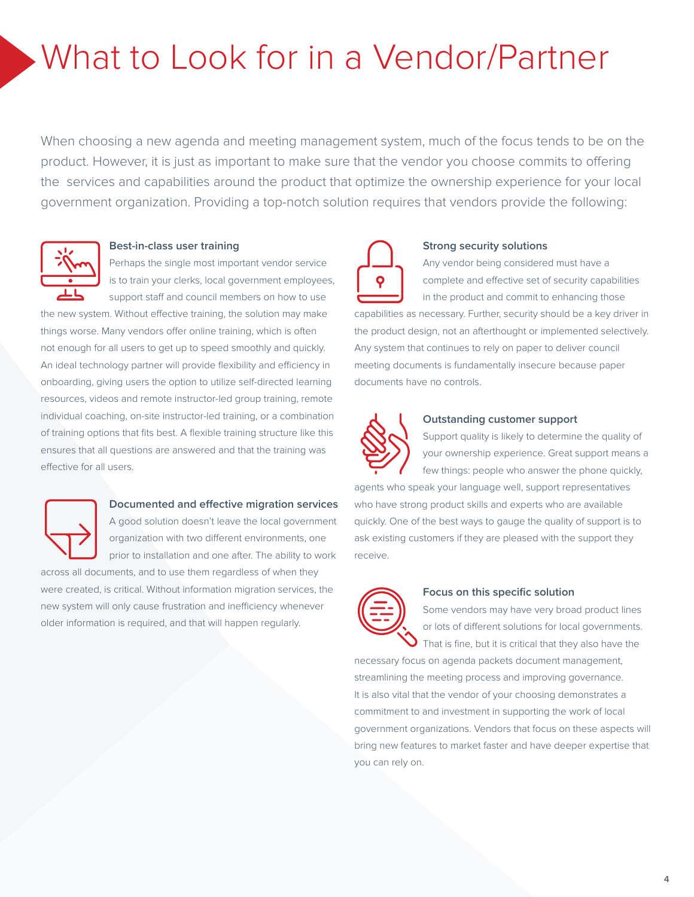# What to Look for in a Vendor/Partner

When choosing a new agenda and meeting management system, much of the focus tends to be on the product. However, it is just as important to make sure that the vendor you choose commits to offering the services and capabilities around the product that optimize the ownership experience for your local government organization. Providing a top-notch solution requires that vendors provide the following:

### Best-in-class user training

Perhaps the single most important vendor service is to train your clerks, local government employees, support staff and council members on how to use the new system. Without effective training, the solution may make things worse. Many vendors offer online training, which is often not enough for all users to get up to speed smoothly and quickly. An ideal technology partner will provide flexibility and efficiency in onboarding, giving users the option to utilize self-directed learning resources, videos and remote instructor-led group training, remote individual coaching, on-site instructor-led training, or a combination of training options that fits best. A flexible training structure like this ensures that all questions are answered and that the training was effective for all users.

### Documented and effective migration services

A good solution doesn't leave the local government organization with two different environments, one prior to installation and one after. The ability to work across all documents, and to use them regardless of when they were created, is critical. Without information migration services, the new system will only cause frustration and inefficiency whenever older information is required, and that will happen regularly.

### Strong security solutions

Any vendor being considered must have a complete and effective set of security capabilities in the product and commit to enhancing those capabilities as necessary. Further, security should be a key driver in the product design, not an afterthought or implemented selectively. Any system that continues to rely on paper to deliver council meeting documents is fundamentally insecure because paper documents have no controls.

### Outstanding customer support

Support quality is likely to determine the quality of your ownership experience. Great support means a few things: people who answer the phone quickly, agents who speak your language well, support representatives who have strong product skills and experts who are available quickly. One of the best ways to gauge the quality of support is to ask existing customers if they are pleased with the support they receive.

### Focus on this specific solution

Some vendors may have very broad product lines or lots of different solutions for local governments. That is fine, but it is critical that they also have the necessary focus on agenda packets document management, streamlining the meeting process and improving governance. It is also vital that the vendor of your choosing demonstrates a commitment to and investment in supporting the work of local government organizations. Vendors that focus on these aspects will bring new features to market faster and have deeper expertise that you can rely on.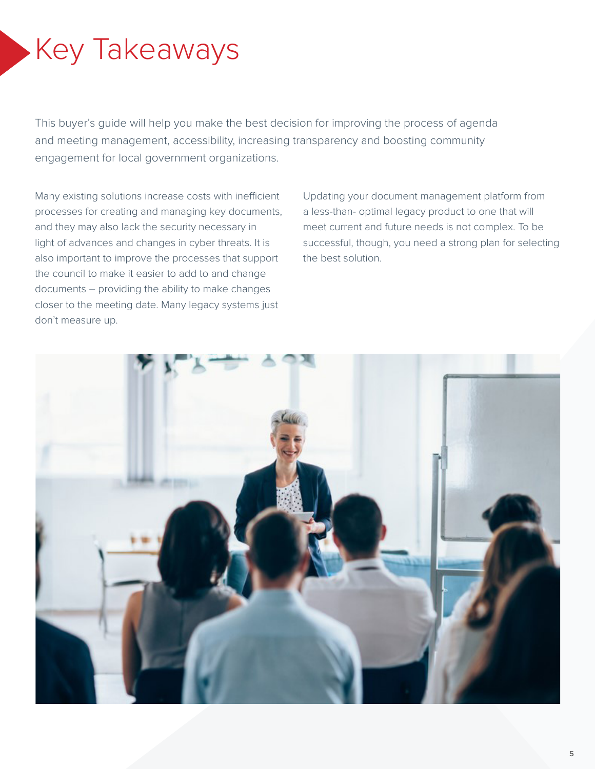# Key Takeaways

This buyer's guide will help you make the best decision for improving the process of agenda and meeting management, accessibility, increasing transparency and boosting community engagement for local government organizations.

Many existing solutions increase costs with inefficient processes for creating and managing key documents, and they may also lack the security necessary in light of advances and changes in cyber threats. It is also important to improve the processes that support the council to make it easier to add to and change documents – providing the ability to make changes closer to the meeting date. Many legacy systems just don't measure up.

Updating your document management platform from a less-than- optimal legacy product to one that will meet current and future needs is not complex. To be successful, though, you need a strong plan for selecting the best solution.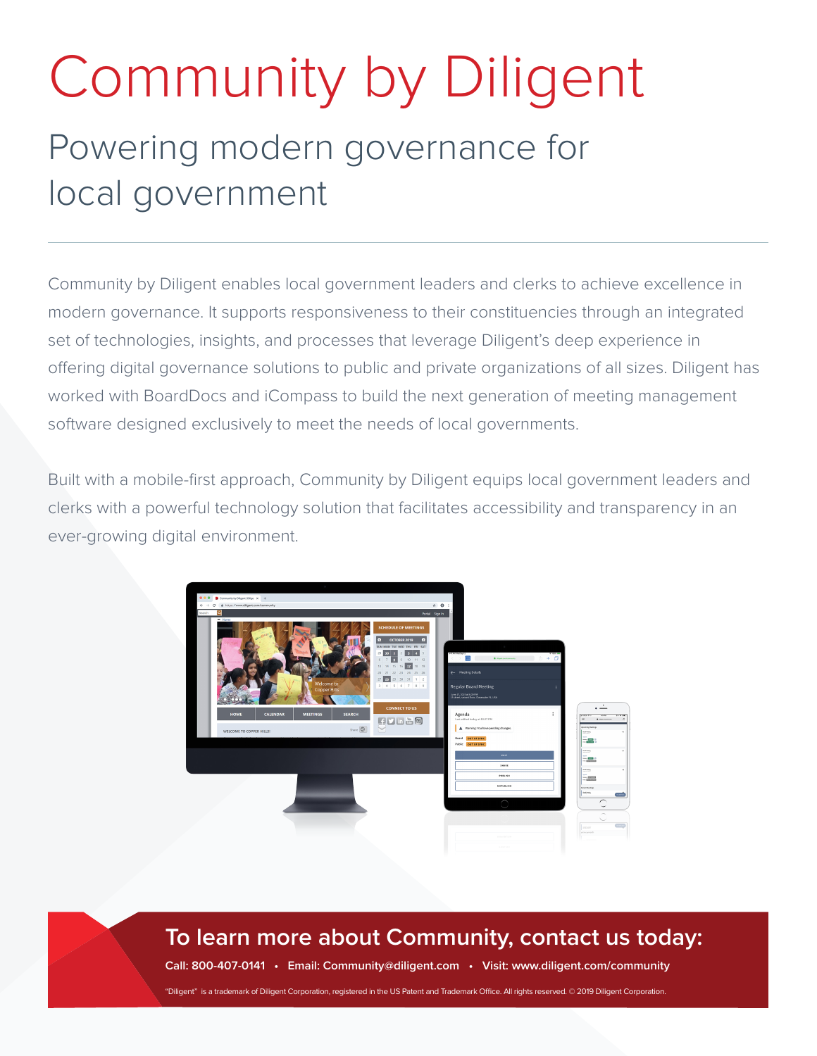# Community by Diligent

## Powering modern governance for local government

Community by Diligent enables local government leaders and clerks to achieve excellence in modern governance. It supports responsiveness to their constituencies through an integrated set of technologies, insights, and processes that leverage Diligent's deep experience in offering digital governance solutions to public and private organizations of all sizes. Diligent has worked with BoardDocs and iCompass to build the next generation of meeting management software designed exclusively to meet the needs of local governments.

Built with a mobile-first approach, Community by Diligent equips local government leaders and clerks with a powerful technology solution that facilitates accessibility and transparency in an ever-growing digital environment.

## To learn more about Community, contact us today:

**Call: 800-407-0141 • Email: Community@diligent.com • Visit: www.diligent.com/community**

"Diligent" is a trademark of Diligent Corporation, registered in the US Patent and Trademark Office. All rights reserved. © 2019 Diligent Corporation.